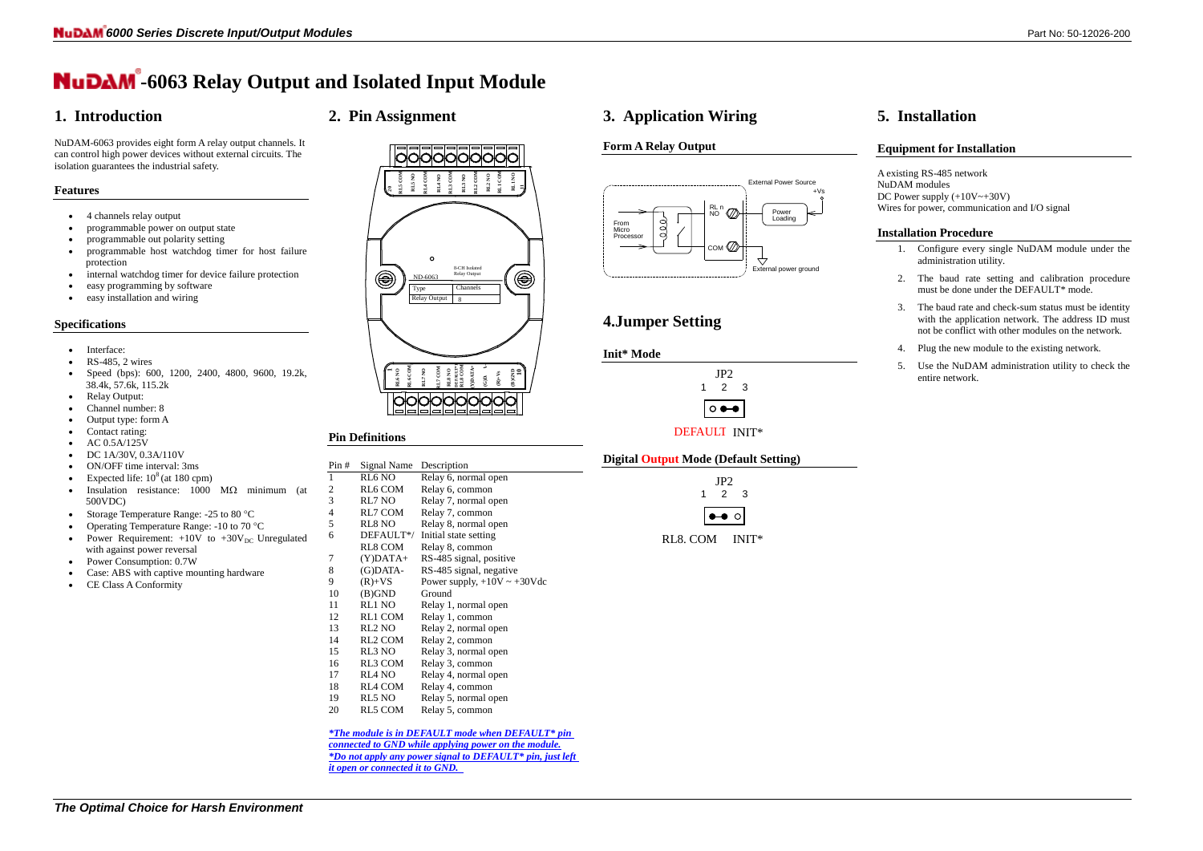# NuDAM®-6063 Relay Output and Isolated Input Module

## 1. Introduction

NuDAM-6063 provides eight form A relay output channels. It can control high power devices without external circuits. The isolation guarantees the industrial safety.

### Features

- 4 channels relay output
- programmable power on output state
- programmable out polarity setting
- programmable host watchdog timer for host failure protection
- internal watchdog timer for device failure protection
- easy programming by software
- easy installation and wiring

### Specifications

- Interface:
- RS-485, 2 wires
- Speed (bps): 600, 1200, 2400, 4800, 9600, 19.2k, 38.4k, 57.6k, 115.2k
- Relay Output:
- Channel number: 8
- Output type: form A
- Contact rating:
- AC 0.5A/125V
- DC 1A/30V, 0.3A/110V
- ON/OFF time interval: 3ms
- Expected life: $10^8$ (at 180 cpm)
- Insulation resistance: 1000 MΩ minimum (at 500VDC)
- Storage Temperature Range: -25 to 80 °C
- Operating Temperature Range: -10 to 70 °C
- Power Requirement: +10V to $+30V_{DC}$ Unregulated with against power reversal
- Power Consumption: 0.7W
- Case: ABS with captive mounting hardware
- CE Class A Conformity

## 2. Pin Assignment

### Pin Definitions

| Pin # | Signal Name | Description |
|---|---|---|
| 1 | RL6 NO | Relay 6, normal open |
| 2 | RL6 COM | Relay 6, common |
| 3 | RL7 NO | Relay 7, normal open |
| 4 | RL7 COM | Relay 7, common |
| 5 | RL8 NO | Relay 8, normal open |
| 6 | DEFAULT*/ | Initial state setting |
|  | RL8 COM | Relay 8, common |
| 7 | (Y)DATA+ | RS-485 signal, positive |
| 8 | (G)DATA- | RS-485 signal, negative |
| 9 | (R)+VS | Power supply, +10V ~ +30Vdc |
| 10 | (B)GND | Ground |
| 11 | RL1 NO | Relay 1, normal open |
| 12 | RL1 COM | Relay 1, common |
| 13 | RL2 NO | Relay 2, normal open |
| 14 | RL2 COM | Relay 2, common |
| 15 | RL3 NO | Relay 3, normal open |
| 16 | RL3 COM | Relay 3, common |
| 17 | RL4 NO | Relay 4, normal open |
| 18 | RL4 COM | Relay 4, common |
| 19 | RL5 NO | Relay 5, normal open |
| 20 | RL5 COM | Relay 5, common |

*\*The module is in DEFAULT mode when DEFAULT\* pin connected to GND while applying power on the module.*
*\*Do not apply any power signal to DEFAULT\* pin, just left it open or connected it to GND.*

## 3. Application Wiring

### Form A Relay Output

## 4.Jumper Setting

### Init* Mode

JP2
1 2 3

DEFAULT INIT*

### Digital Output Mode (Default Setting)

JP2
1 2 3

RL8. COM INIT*

## 5. Installation

### Equipment for Installation

A existing RS-485 network
NuDAM modules
DC Power supply (+10V~+30V)
Wires for power, communication and I/O signal

### Installation Procedure

1. Configure every single NuDAM module under the administration utility.
2. The baud rate setting and calibration procedure must be done under the DEFAULT* mode.
3. The baud rate and check-sum status must be identity with the application network. The address ID must not be conflict with other modules on the network.
4. Plug the new module to the existing network.
5. Use the NuDAM administration utility to check the entire network.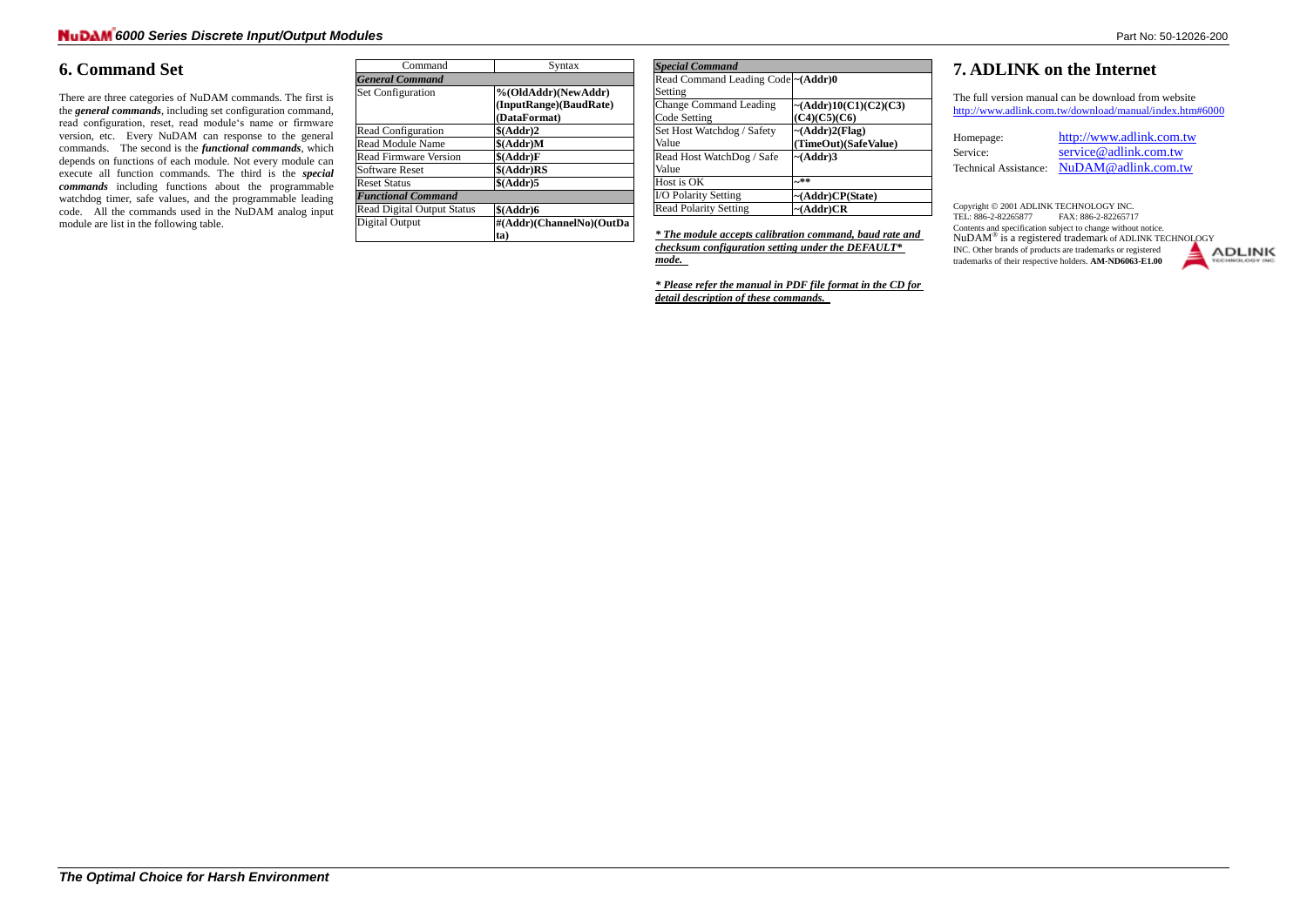# 6. Command Set

There are three categories of NuDAM commands. The first is the ***general commands***, including set configuration command, read configuration, reset, read module's name or firmware version, etc. Every NuDAM can response to the general commands. The second is the ***functional commands***, which depends on functions of each module. Not every module can execute all function commands. The third is the ***special commands*** including functions about the programmable watchdog timer, safe values, and the programmable leading code. All the commands used in the NuDAM analog input module are list in the following table.

| Command | Syntax |
|---|---|
| ***General Command*** | |
| Set Configuration | **%(OldAddr)(NewAddr)(InputRange)(BaudRate)(DataFormat)** |
| Read Configuration | **$(Addr)2** |
| Read Module Name | **$(Addr)M** |
| Read Firmware Version | **$(Addr)F** |
| Software Reset | **$(Addr)RS** |
| Reset Status | **$(Addr)5** |
| ***Functional Command*** | |
| Read Digital Output Status | **$(Addr)6** |
| Digital Output | **#(Addr)(ChannelNo)(OutData)** |

| ***Special Command*** | |
|---|---|
| Read Command Leading Code Setting | **~(Addr)0** |
| Change Command Leading Code Setting | **~(Addr)10(C1)(C2)(C3)(C4)(C5)(C6)** |
| Set Host Watchdog / Safety Value | **~(Addr)2(Flag)(TimeOut)(SafeValue)** |
| Read Host WatchDog / Safe Value | **~(Addr)3** |
| Host is OK | **~\*\*** |
| I/O Polarity Setting | **~(Addr)CP(State)** |
| Read Polarity Setting | **~(Addr)CR** |

***\* The module accepts calibration command, baud rate and checksum configuration setting under the DEFAULT\* mode.***

***\* Please refer the manual in PDF file format in the CD for detail description of these commands.***

# 7. ADLINK on the Internet

The full version manual can be download from website http://www.adlink.com.tw/download/manual/index.htm#6000

| | |
|---|---|
| Homepage: | http://www.adlink.com.tw |
| Service: | service@adlink.com.tw |
| Technical Assistance: | NuDAM@adlink.com.tw |

Copyright © 2001 ADLINK TECHNOLOGY INC.
TEL: 886-2-82265877 FAX: 886-2-82265717
Contents and specification subject to change without notice.
NuDAM® is a registered trademark of ADLINK TECHNOLOGY INC. Other brands of products are trademarks or registered trademarks of their respective holders. **AM-ND6063-E1.00**